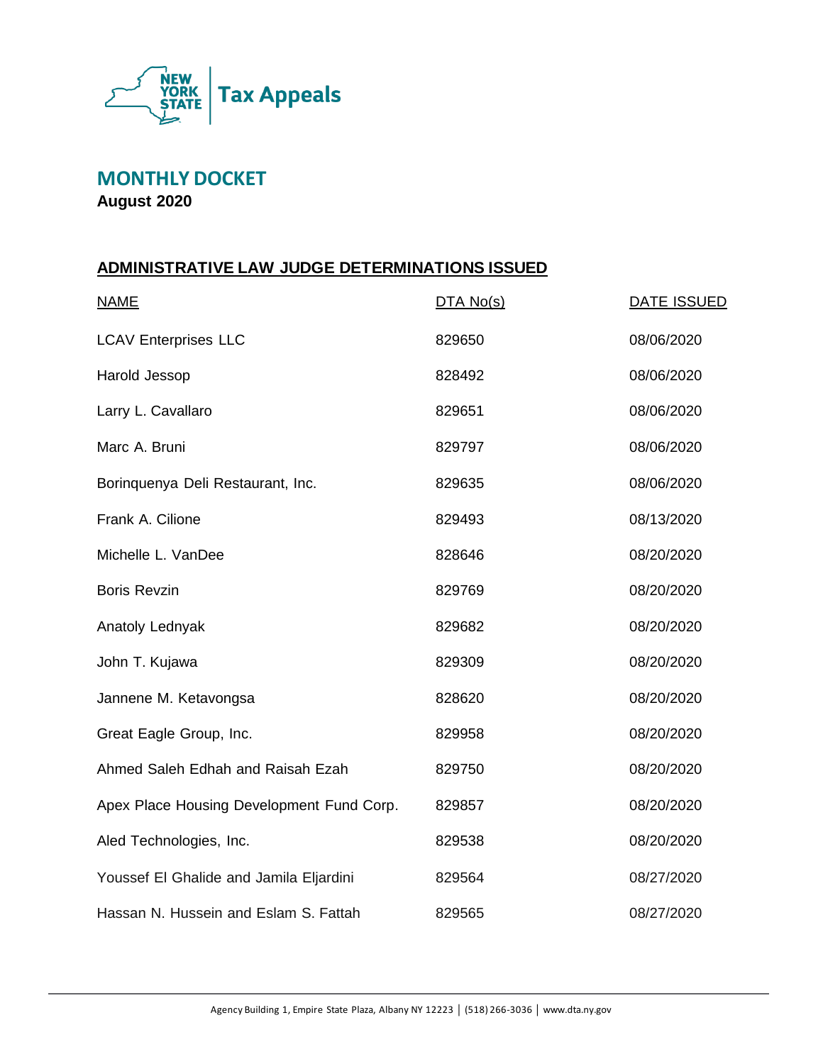NEW YORK STATE | Tax Appeals

# MONTHLY DOCKET

**August 2020**

## ADMINISTRATIVE LAW JUDGE DETERMINATIONS ISSUED

| NAME | DTA No(s) | DATE ISSUED |
|---|---|---|
| LCAV Enterprises LLC | 829650 | 08/06/2020 |
| Harold Jessop | 828492 | 08/06/2020 |
| Larry L. Cavallaro | 829651 | 08/06/2020 |
| Marc A. Bruni | 829797 | 08/06/2020 |
| Borinquenya Deli Restaurant, Inc. | 829635 | 08/06/2020 |
| Frank A. Cilione | 829493 | 08/13/2020 |
| Michelle L. VanDee | 828646 | 08/20/2020 |
| Boris Revzin | 829769 | 08/20/2020 |
| Anatoly Lednyak | 829682 | 08/20/2020 |
| John T. Kujawa | 829309 | 08/20/2020 |
| Jannene M. Ketavongsa | 828620 | 08/20/2020 |
| Great Eagle Group, Inc. | 829958 | 08/20/2020 |
| Ahmed Saleh Edhah and Raisah Ezah | 829750 | 08/20/2020 |
| Apex Place Housing Development Fund Corp. | 829857 | 08/20/2020 |
| Aled Technologies, Inc. | 829538 | 08/20/2020 |
| Youssef El Ghalide and Jamila Eljardini | 829564 | 08/27/2020 |
| Hassan N. Hussein and Eslam S. Fattah | 829565 | 08/27/2020 |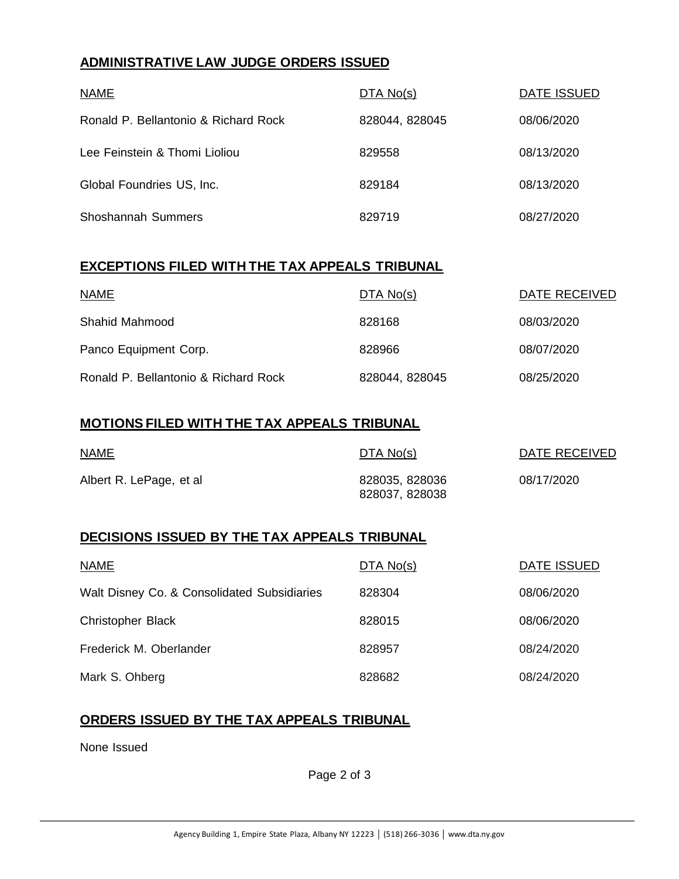## ADMINISTRATIVE LAW JUDGE ORDERS ISSUED

| NAME | DTA No(s) | DATE ISSUED |
| --- | --- | --- |
| Ronald P. Bellantonio & Richard Rock | 828044, 828045 | 08/06/2020 |
| Lee Feinstein & Thomi Lioliou | 829558 | 08/13/2020 |
| Global Foundries US, Inc. | 829184 | 08/13/2020 |
| Shoshannah Summers | 829719 | 08/27/2020 |

## EXCEPTIONS FILED WITH THE TAX APPEALS TRIBUNAL

| NAME | DTA No(s) | DATE RECEIVED |
| --- | --- | --- |
| Shahid Mahmood | 828168 | 08/03/2020 |
| Panco Equipment Corp. | 828966 | 08/07/2020 |
| Ronald P. Bellantonio & Richard Rock | 828044, 828045 | 08/25/2020 |

## MOTIONS FILED WITH THE TAX APPEALS TRIBUNAL

| NAME | DTA No(s) | DATE RECEIVED |
| --- | --- | --- |
| Albert R. LePage, et al | 828035, 828036 828037, 828038 | 08/17/2020 |

## DECISIONS ISSUED BY THE TAX APPEALS TRIBUNAL

| NAME | DTA No(s) | DATE ISSUED |
| --- | --- | --- |
| Walt Disney Co. & Consolidated Subsidiaries | 828304 | 08/06/2020 |
| Christopher Black | 828015 | 08/06/2020 |
| Frederick M. Oberlander | 828957 | 08/24/2020 |
| Mark S. Ohberg | 828682 | 08/24/2020 |

## ORDERS ISSUED BY THE TAX APPEALS TRIBUNAL

None Issued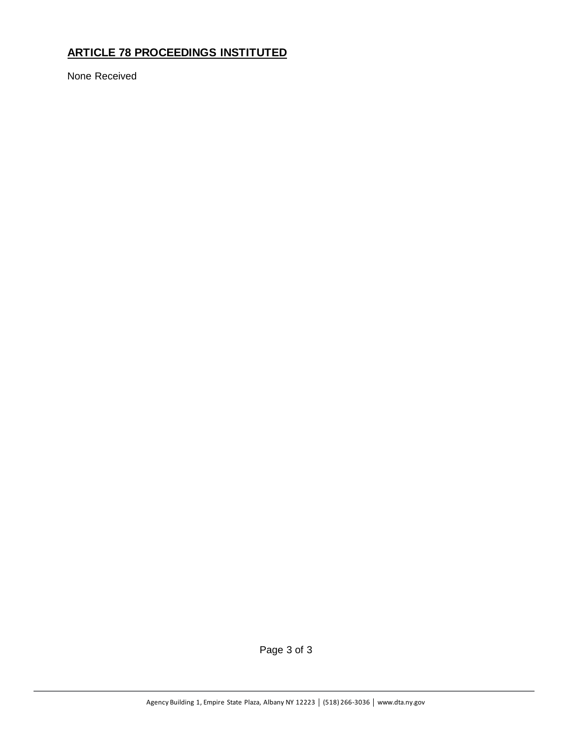## **ARTICLE 78 PROCEEDINGS INSTITUTED**

None Received